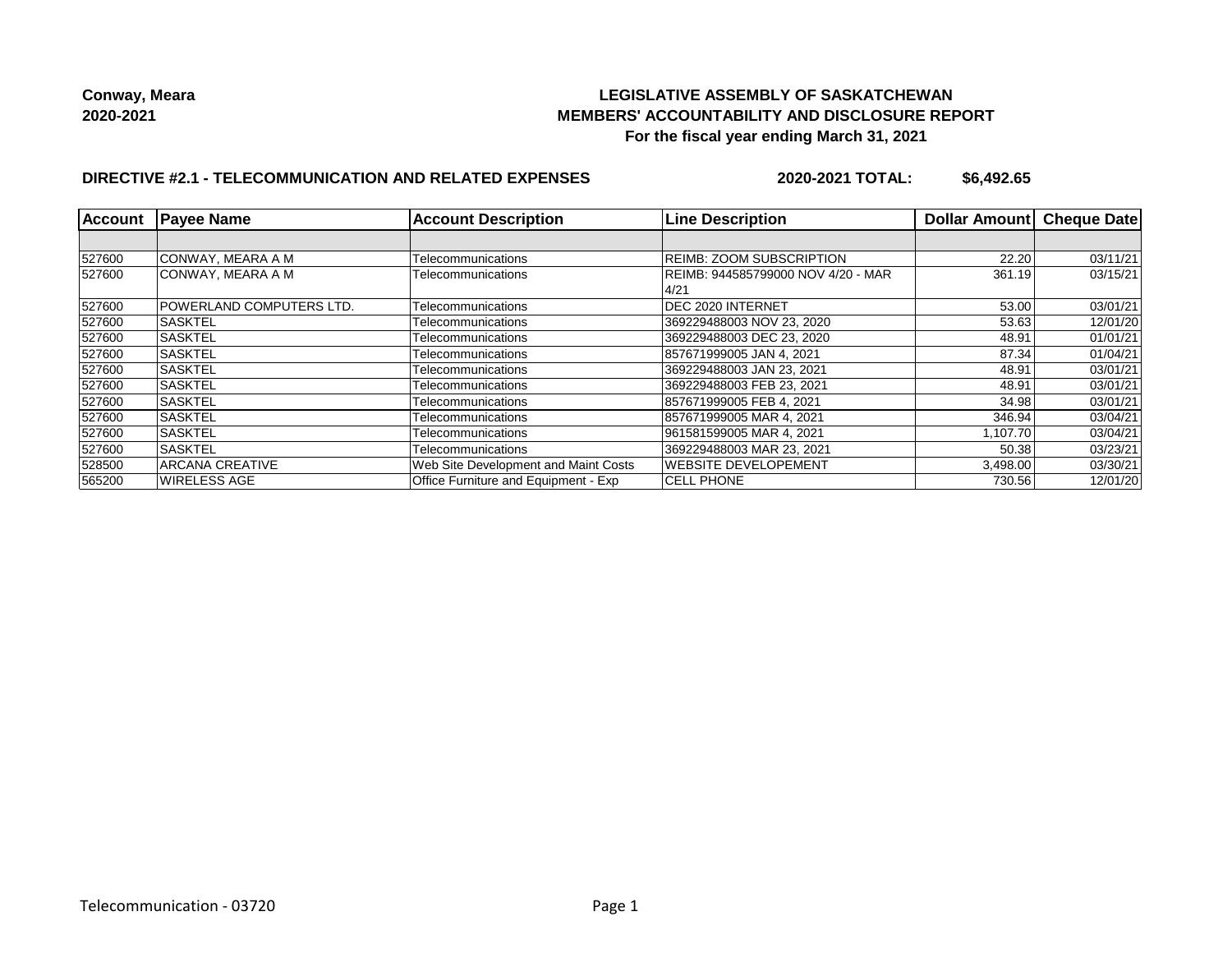**Conway, Meara**
**2020-2021**

# LEGISLATIVE ASSEMBLY OF SASKATCHEWAN
## MEMBERS' ACCOUNTABILITY AND DISCLOSURE REPORT
### For the fiscal year ending March 31, 2021

**DIRECTIVE #2.1 - TELECOMMUNICATION AND RELATED EXPENSES** **2020-2021 TOTAL: $6,492.65**

| Account | Payee Name | Account Description | Line Description | Dollar Amount | Cheque Date |
|---|---|---|---|---|---|
| | | | | | |
| 527600 | CONWAY, MEARA A M | Telecommunications | REIMB: ZOOM SUBSCRIPTION | 22.20 | 03/11/21 |
| 527600 | CONWAY, MEARA A M | Telecommunications | REIMB: 944585799000 NOV 4/20 - MAR 4/21 | 361.19 | 03/15/21 |
| 527600 | POWERLAND COMPUTERS LTD. | Telecommunications | DEC 2020 INTERNET | 53.00 | 03/01/21 |
| 527600 | SASKTEL | Telecommunications | 369229488003 NOV 23, 2020 | 53.63 | 12/01/20 |
| 527600 | SASKTEL | Telecommunications | 369229488003 DEC 23, 2020 | 48.91 | 01/01/21 |
| 527600 | SASKTEL | Telecommunications | 857671999005 JAN 4, 2021 | 87.34 | 01/04/21 |
| 527600 | SASKTEL | Telecommunications | 369229488003 JAN 23, 2021 | 48.91 | 03/01/21 |
| 527600 | SASKTEL | Telecommunications | 369229488003 FEB 23, 2021 | 48.91 | 03/01/21 |
| 527600 | SASKTEL | Telecommunications | 857671999005 FEB 4, 2021 | 34.98 | 03/01/21 |
| 527600 | SASKTEL | Telecommunications | 857671999005 MAR 4, 2021 | 346.94 | 03/04/21 |
| 527600 | SASKTEL | Telecommunications | 961581599005 MAR 4, 2021 | 1,107.70 | 03/04/21 |
| 527600 | SASKTEL | Telecommunications | 369229488003 MAR 23, 2021 | 50.38 | 03/23/21 |
| 528500 | ARCANA CREATIVE | Web Site Development and Maint Costs | WEBSITE DEVELOPEMENT | 3,498.00 | 03/30/21 |
| 565200 | WIRELESS AGE | Office Furniture and Equipment - Exp | CELL PHONE | 730.56 | 12/01/20 |

Telecommunication - 03720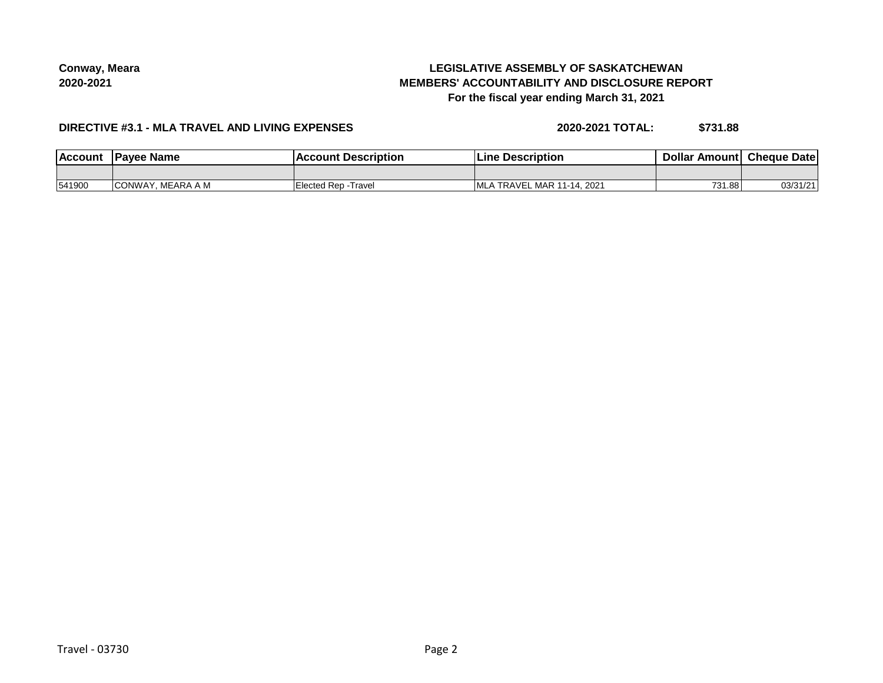**Conway, Meara**
**2020-2021**

# LEGISLATIVE ASSEMBLY OF SASKATCHEWAN
## MEMBERS' ACCOUNTABILITY AND DISCLOSURE REPORT
### For the fiscal year ending March 31, 2021

**DIRECTIVE #3.1 - MLA TRAVEL AND LIVING EXPENSES** **2020-2021 TOTAL: $731.88**

| Account | Payee Name | Account Description | Line Description | Dollar Amount | Cheque Date |
|---|---|---|---|---|---|
| | | | | | |
| 541900 | CONWAY, MEARA A M | Elected Rep -Travel | MLA TRAVEL MAR 11-14, 2021 | 731.88 | 03/31/21 |

Travel - 03730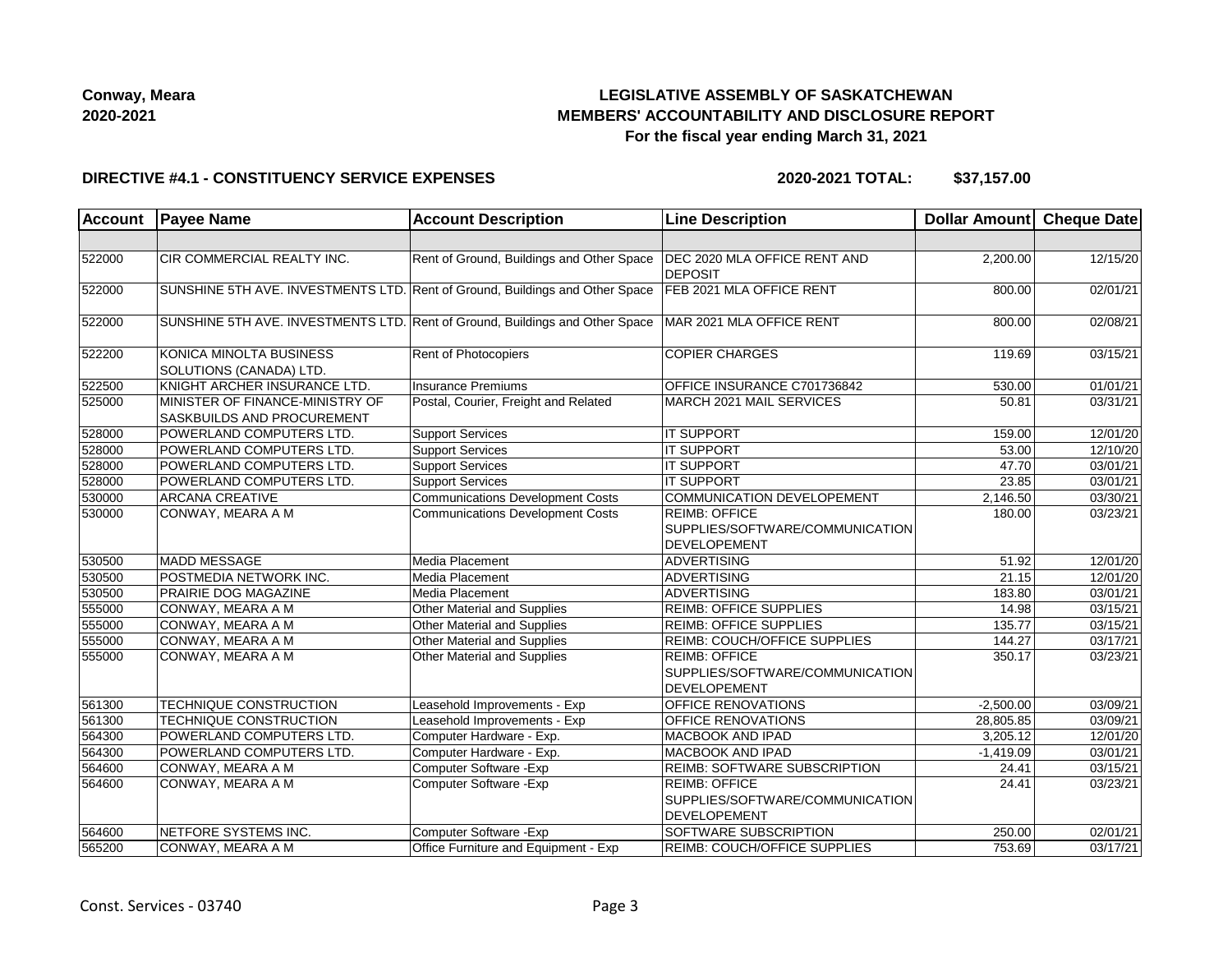**Conway, Meara**
**2020-2021**

# LEGISLATIVE ASSEMBLY OF SASKATCHEWAN
## MEMBERS' ACCOUNTABILITY AND DISCLOSURE REPORT
### For the fiscal year ending March 31, 2021

**DIRECTIVE #4.1 - CONSTITUENCY SERVICE EXPENSES** **2020-2021 TOTAL: $37,157.00**

| Account | Payee Name | Account Description | Line Description | Dollar Amount | Cheque Date |
|---|---|---|---|---|---|
| | | | | | |
| 522000 | CIR COMMERCIAL REALTY INC. | Rent of Ground, Buildings and Other Space | DEC 2020 MLA OFFICE RENT AND DEPOSIT | 2,200.00 | 12/15/20 |
| 522000 | SUNSHINE 5TH AVE. INVESTMENTS LTD. | Rent of Ground, Buildings and Other Space | FEB 2021 MLA OFFICE RENT | 800.00 | 02/01/21 |
| 522000 | SUNSHINE 5TH AVE. INVESTMENTS LTD. | Rent of Ground, Buildings and Other Space | MAR 2021 MLA OFFICE RENT | 800.00 | 02/08/21 |
| 522200 | KONICA MINOLTA BUSINESS SOLUTIONS (CANADA) LTD. | Rent of Photocopiers | COPIER CHARGES | 119.69 | 03/15/21 |
| 522500 | KNIGHT ARCHER INSURANCE LTD. | Insurance Premiums | OFFICE INSURANCE C701736842 | 530.00 | 01/01/21 |
| 525000 | MINISTER OF FINANCE-MINISTRY OF SASKBUILDS AND PROCUREMENT | Postal, Courier, Freight and Related | MARCH 2021 MAIL SERVICES | 50.81 | 03/31/21 |
| 528000 | POWERLAND COMPUTERS LTD. | Support Services | IT SUPPORT | 159.00 | 12/01/20 |
| 528000 | POWERLAND COMPUTERS LTD. | Support Services | IT SUPPORT | 53.00 | 12/10/20 |
| 528000 | POWERLAND COMPUTERS LTD. | Support Services | IT SUPPORT | 47.70 | 03/01/21 |
| 528000 | POWERLAND COMPUTERS LTD. | Support Services | IT SUPPORT | 23.85 | 03/01/21 |
| 530000 | ARCANA CREATIVE | Communications Development Costs | COMMUNICATION DEVELEPOMENT | 2,146.50 | 03/30/21 |
| 530000 | CONWAY, MEARA A M | Communications Development Costs | REIMB: OFFICE SUPPLIES/SOFTWARE/COMMUNICATION DEVELEPOMENT | 180.00 | 03/23/21 |
| 530500 | MADD MESSAGE | Media Placement | ADVERTISING | 51.92 | 12/01/20 |
| 530500 | POSTMEDIA NETWORK INC. | Media Placement | ADVERTISING | 21.15 | 12/01/20 |
| 530500 | PRAIRIE DOG MAGAZINE | Media Placement | ADVERTISING | 183.80 | 03/01/21 |
| 555000 | CONWAY, MEARA A M | Other Material and Supplies | REIMB: OFFICE SUPPLIES | 14.98 | 03/15/21 |
| 555000 | CONWAY, MEARA A M | Other Material and Supplies | REIMB: OFFICE SUPPLIES | 135.77 | 03/15/21 |
| 555000 | CONWAY, MEARA A M | Other Material and Supplies | REIMB: COUCH/OFFICE SUPPLIES | 144.27 | 03/17/21 |
| 555000 | CONWAY, MEARA A M | Other Material and Supplies | REIMB: OFFICE SUPPLIES/SOFTWARE/COMMUNICATION DEVELEPOMENT | 350.17 | 03/23/21 |
| 561300 | TECHNIQUE CONSTRUCTION | Leasehold Improvements - Exp | OFFICE RENOVATIONS | -2,500.00 | 03/09/21 |
| 561300 | TECHNIQUE CONSTRUCTION | Leasehold Improvements - Exp | OFFICE RENOVATIONS | 28,805.85 | 03/09/21 |
| 564300 | POWERLAND COMPUTERS LTD. | Computer Hardware - Exp. | MACBOOK AND IPAD | 3,205.12 | 12/01/20 |
| 564300 | POWERLAND COMPUTERS LTD. | Computer Hardware - Exp. | MACBOOK AND IPAD | -1,419.09 | 03/01/21 |
| 564600 | CONWAY, MEARA A M | Computer Software -Exp | REIMB: SOFTWARE SUBSCRIPTION | 24.41 | 03/15/21 |
| 564600 | CONWAY, MEARA A M | Computer Software -Exp | REIMB: OFFICE SUPPLIES/SOFTWARE/COMMUNICATION DEVELEPOMENT | 24.41 | 03/23/21 |
| 564600 | NETFORE SYSTEMS INC. | Computer Software -Exp | SOFTWARE SUBSCRIPTION | 250.00 | 02/01/21 |
| 565200 | CONWAY, MEARA A M | Office Furniture and Equipment - Exp | REIMB: COUCH/OFFICE SUPPLIES | 753.69 | 03/17/21 |

Const. Services - 03740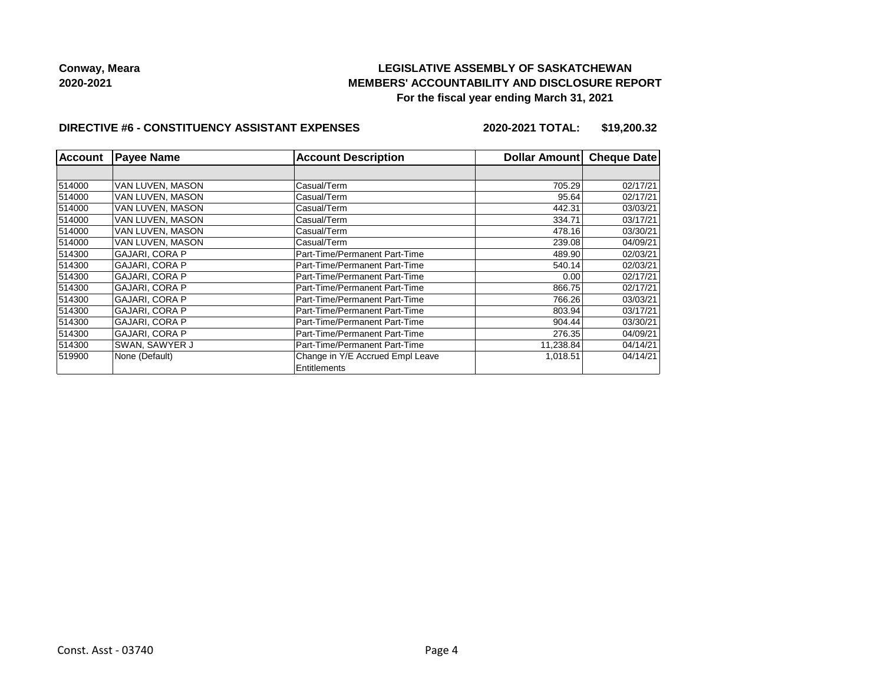**Conway, Meara**
**2020-2021**

# LEGISLATIVE ASSEMBLY OF SASKATCHEWAN
## MEMBERS' ACCOUNTABILITY AND DISCLOSURE REPORT
### For the fiscal year ending March 31, 2021

**DIRECTIVE #6 - CONSTITUENCY ASSISTANT EXPENSES** **2020-2021 TOTAL: $19,200.32**

| Account | Payee Name | Account Description | Dollar Amount | Cheque Date |
|---|---|---|---|---|
| | | | | |
| 514000 | VAN LUVEN, MASON | Casual/Term | 705.29 | 02/17/21 |
| 514000 | VAN LUVEN, MASON | Casual/Term | 95.64 | 02/17/21 |
| 514000 | VAN LUVEN, MASON | Casual/Term | 442.31 | 03/03/21 |
| 514000 | VAN LUVEN, MASON | Casual/Term | 334.71 | 03/17/21 |
| 514000 | VAN LUVEN, MASON | Casual/Term | 478.16 | 03/30/21 |
| 514000 | VAN LUVEN, MASON | Casual/Term | 239.08 | 04/09/21 |
| 514300 | GAJARI, CORA P | Part-Time/Permanent Part-Time | 489.90 | 02/03/21 |
| 514300 | GAJARI, CORA P | Part-Time/Permanent Part-Time | 540.14 | 02/03/21 |
| 514300 | GAJARI, CORA P | Part-Time/Permanent Part-Time | 0.00 | 02/17/21 |
| 514300 | GAJARI, CORA P | Part-Time/Permanent Part-Time | 866.75 | 02/17/21 |
| 514300 | GAJARI, CORA P | Part-Time/Permanent Part-Time | 766.26 | 03/03/21 |
| 514300 | GAJARI, CORA P | Part-Time/Permanent Part-Time | 803.94 | 03/17/21 |
| 514300 | GAJARI, CORA P | Part-Time/Permanent Part-Time | 904.44 | 03/30/21 |
| 514300 | GAJARI, CORA P | Part-Time/Permanent Part-Time | 276.35 | 04/09/21 |
| 514300 | SWAN, SAWYER J | Part-Time/Permanent Part-Time | 11,238.84 | 04/14/21 |
| 519900 | None (Default) | Change in Y/E Accrued Empl Leave Entitlements | 1,018.51 | 04/14/21 |

Const. Asst - 03740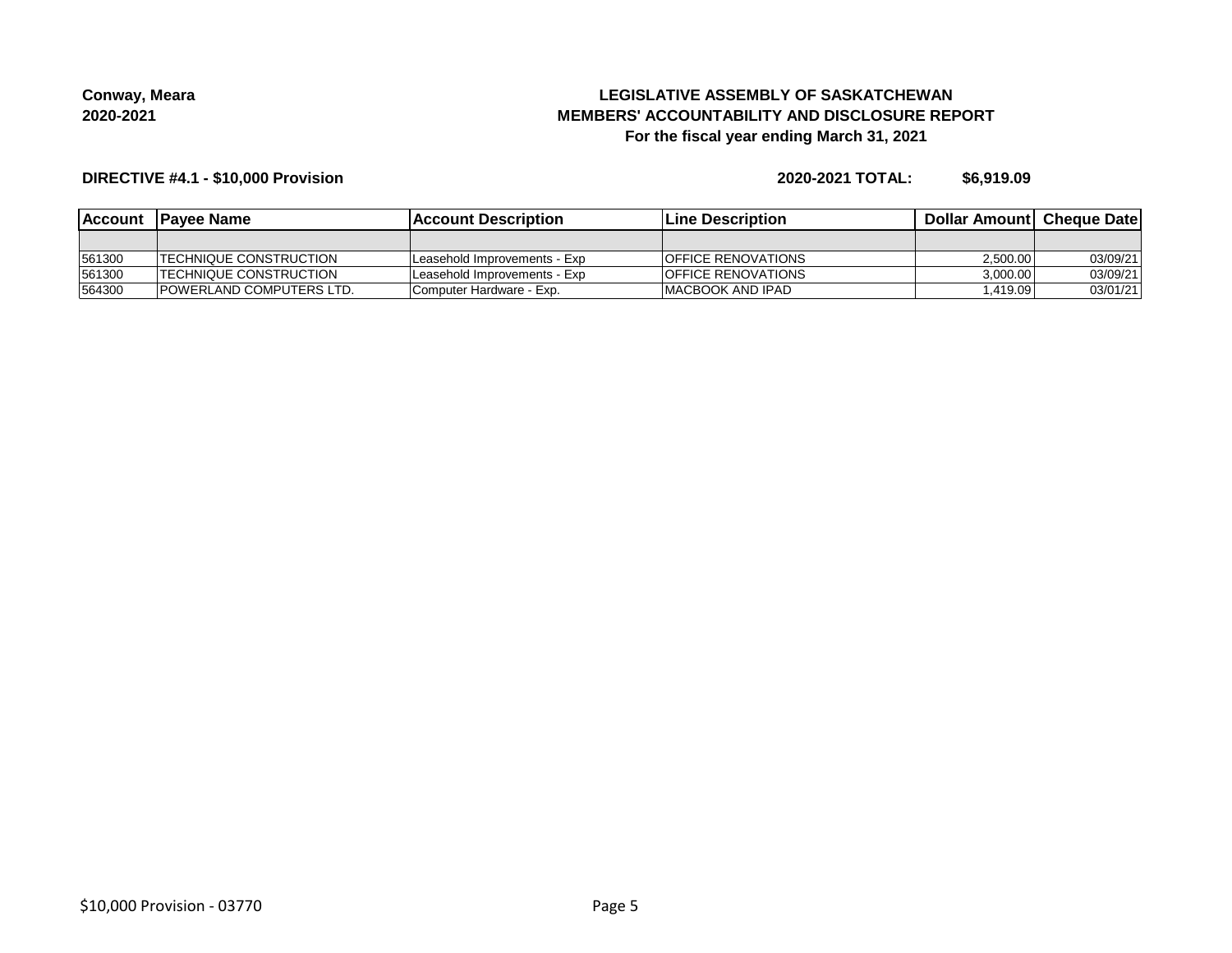**Conway, Meara**
**2020-2021**

**LEGISLATIVE ASSEMBLY OF SASKATCHEWAN**
**MEMBERS' ACCOUNTABILITY AND DISCLOSURE REPORT**
**For the fiscal year ending March 31, 2021**

**DIRECTIVE #4.1 - $10,000 Provision** **2020-2021 TOTAL: $6,919.09**

| Account | Payee Name | Account Description | Line Description | Dollar Amount | Cheque Date |
|---|---|---|---|---|---|
| | | | | | |
| 561300 | TECHNIQUE CONSTRUCTION | Leasehold Improvements - Exp | OFFICE RENOVATIONS | 2,500.00 | 03/09/21 |
| 561300 | TECHNIQUE CONSTRUCTION | Leasehold Improvements - Exp | OFFICE RENOVATIONS | 3,000.00 | 03/09/21 |
| 564300 | POWERLAND COMPUTERS LTD. | Computer Hardware - Exp. | MACBOOK AND IPAD | 1,419.09 | 03/01/21 |

$10,000 Provision - 03770